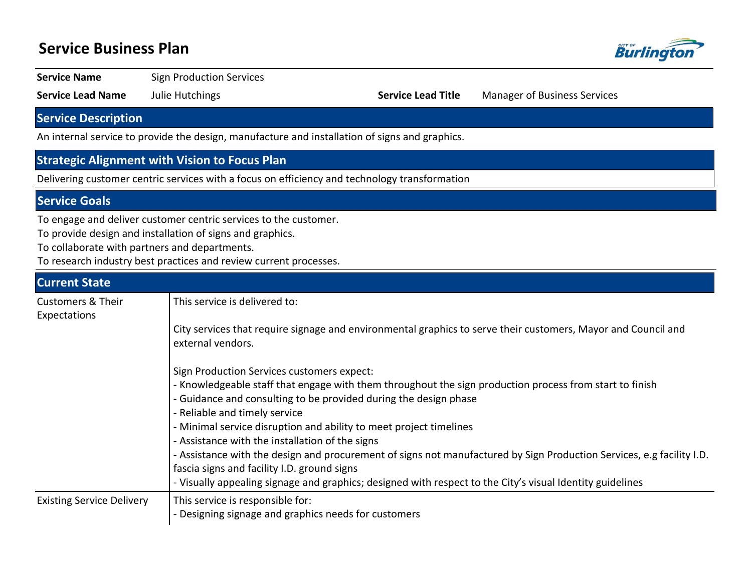# Service Business Plan

| | | | |
|---|---|---|---|
| **Service Name** | Sign Production Services | | |
| **Service Lead Name** | Julie Hutchings | **Service Lead Title** | Manager of Business Services |

## Service Description

An internal service to provide the design, manufacture and installation of signs and graphics.

## Strategic Alignment with Vision to Focus Plan

Delivering customer centric services with a focus on efficiency and technology transformation

## Service Goals

To engage and deliver customer centric services to the customer.
To provide design and installation of signs and graphics.
To collaborate with partners and departments.
To research industry best practices and review current processes.

## Current State

| | |
|---|---|
| Customers & Their Expectations | This service is delivered to:<br><br>City services that require signage and environmental graphics to serve their customers, Mayor and Council and external vendors.<br><br>Sign Production Services customers expect:<br>- Knowledgeable staff that engage with them throughout the sign production process from start to finish<br>- Guidance and consulting to be provided during the design phase<br>- Reliable and timely service<br>- Minimal service disruption and ability to meet project timelines<br>- Assistance with the installation of the signs<br>- Assistance with the design and procurement of signs not manufactured by Sign Production Services, e.g facility I.D. fascia signs and facility I.D. ground signs<br>- Visually appealing signage and graphics; designed with respect to the City's visual Identity guidelines |
| Existing Service Delivery | This service is responsible for:<br>- Designing signage and graphics needs for customers |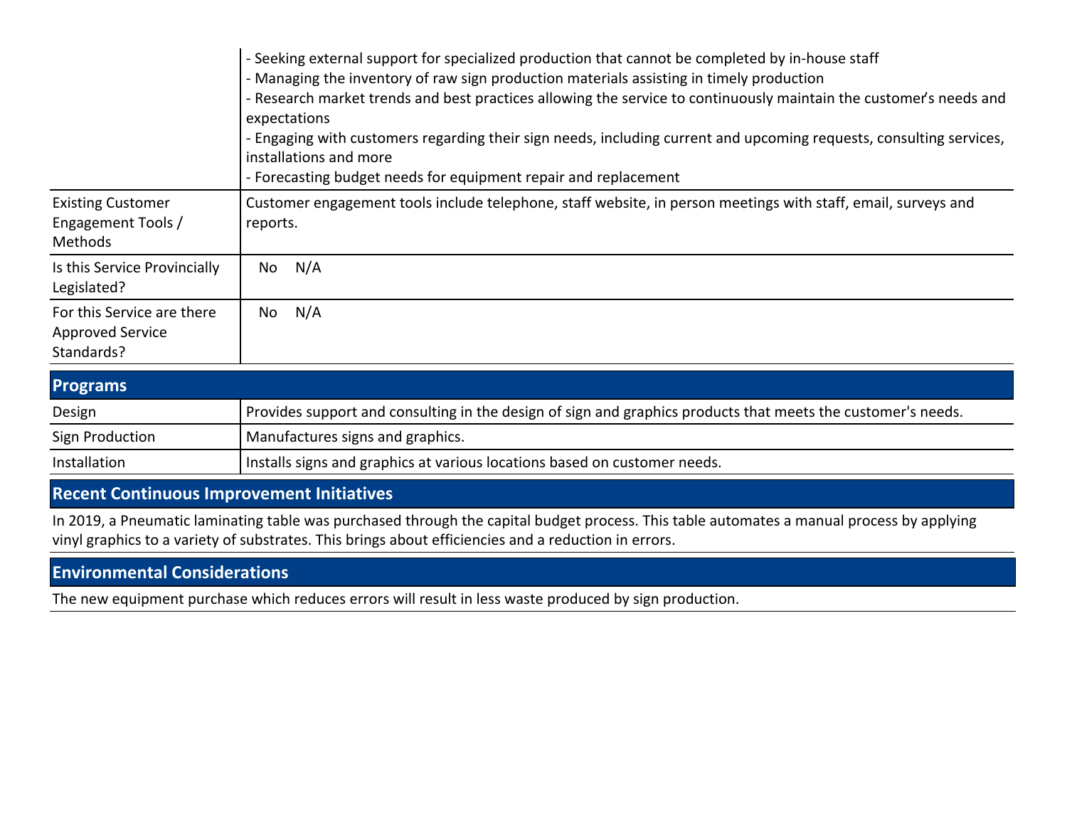| | |
|---|---|
| | - Seeking external support for specialized production that cannot be completed by in-house staff<br>- Managing the inventory of raw sign production materials assisting in timely production<br>- Research market trends and best practices allowing the service to continuously maintain the customer's needs and expectations<br>- Engaging with customers regarding their sign needs, including current and upcoming requests, consulting services, installations and more<br>- Forecasting budget needs for equipment repair and replacement |
| Existing Customer Engagement Tools / Methods | Customer engagement tools include telephone, staff website, in person meetings with staff, email, surveys and reports. |
| Is this Service Provincially Legislated? | No N/A |
| For this Service are there Approved Service Standards? | No N/A |

## Programs

| | |
|---|---|
| Design | Provides support and consulting in the design of sign and graphics products that meets the customer's needs. |
| Sign Production | Manufactures signs and graphics. |
| Installation | Installs signs and graphics at various locations based on customer needs. |

## Recent Continuous Improvement Initiatives

In 2019, a Pneumatic laminating table was purchased through the capital budget process. This table automates a manual process by applying vinyl graphics to a variety of substrates. This brings about efficiencies and a reduction in errors.

## Environmental Considerations

The new equipment purchase which reduces errors will result in less waste produced by sign production.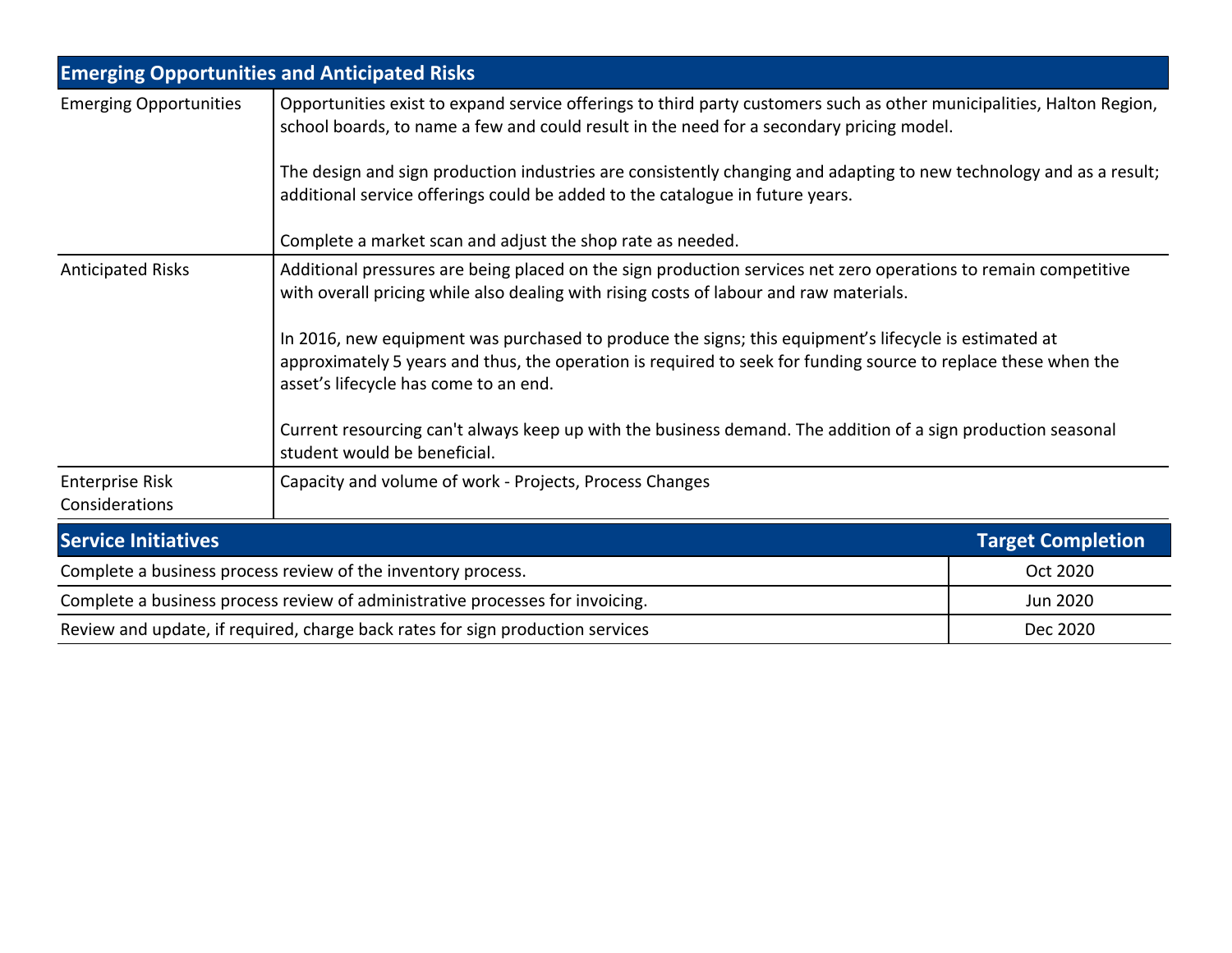## Emerging Opportunities and Anticipated Risks

| | |
|---|---|
| Emerging Opportunities | Opportunities exist to expand service offerings to third party customers such as other municipalities, Halton Region, school boards, to name a few and could result in the need for a secondary pricing model.<br><br>The design and sign production industries are consistently changing and adapting to new technology and as a result; additional service offerings could be added to the catalogue in future years.<br><br>Complete a market scan and adjust the shop rate as needed. |
| Anticipated Risks | Additional pressures are being placed on the sign production services net zero operations to remain competitive with overall pricing while also dealing with rising costs of labour and raw materials.<br><br>In 2016, new equipment was purchased to produce the signs; this equipment's lifecycle is estimated at approximately 5 years and thus, the operation is required to seek for funding source to replace these when the asset's lifecycle has come to an end.<br><br>Current resourcing can't always keep up with the business demand. The addition of a sign production seasonal student would be beneficial. |
| Enterprise Risk Considerations | Capacity and volume of work - Projects, Process Changes |

| Service Initiatives | Target Completion |
|---|---|
| Complete a business process review of the inventory process. | Oct 2020 |
| Complete a business process review of administrative processes for invoicing. | Jun 2020 |
| Review and update, if required, charge back rates for sign production services | Dec 2020 |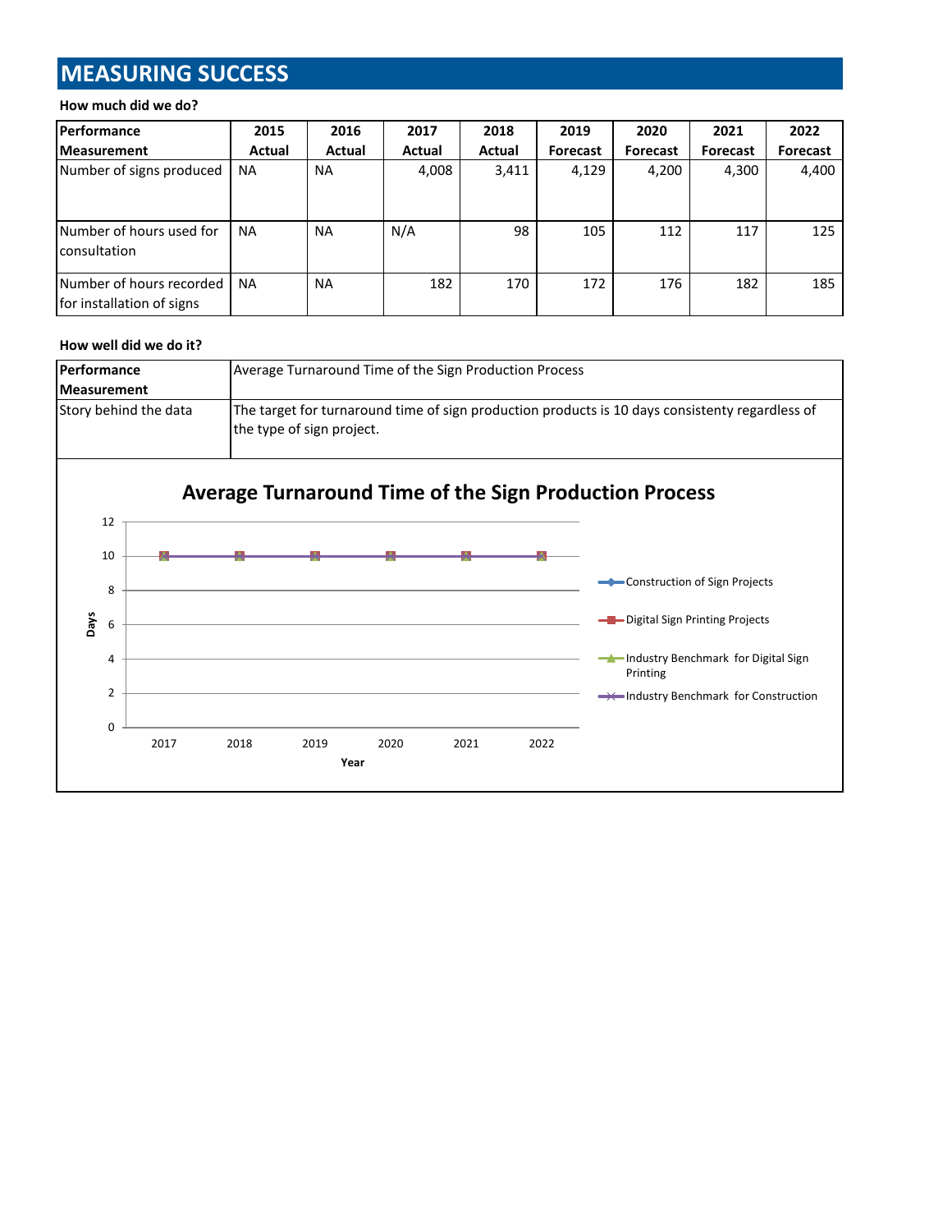# MEASURING SUCCESS

**How much did we do?**

| Performance Measurement | 2015 Actual | 2016 Actual | 2017 Actual | 2018 Actual | 2019 Forecast | 2020 Forecast | 2021 Forecast | 2022 Forecast |
|---|---|---|---|---|---|---|---|---|
| Number of signs produced | NA | NA | 4,008 | 3,411 | 4,129 | 4,200 | 4,300 | 4,400 |
| Number of hours used for consultation | NA | NA | N/A | 98 | 105 | 112 | 117 | 125 |
| Number of hours recorded for installation of signs | NA | NA | 182 | 170 | 172 | 176 | 182 | 185 |

**How well did we do it?**

| Performance Measurement | Average Turnaround Time of the Sign Production Process |
|---|---|
| Story behind the data | The target for turnaround time of sign production products is 10 days consistenty regardless of the type of sign project. |

**Average Turnaround Time of the Sign Production Process**

| Year | Construction of Sign Projects | Digital Sign Printing Projects | Industry Benchmark for Digital Sign Printing | Industry Benchmark for Construction |
|---|---|---|---|---|
| 2017 | 10 | 10 | 10 | 10 |
| 2018 | 10 | 10 | 10 | 10 |
| 2019 | 10 | 10 | 10 | 10 |
| 2020 | 10 | 10 | 10 | 10 |
| 2021 | 10 | 10 | 10 | 10 |
| 2022 | 10 | 10 | 10 | 10 |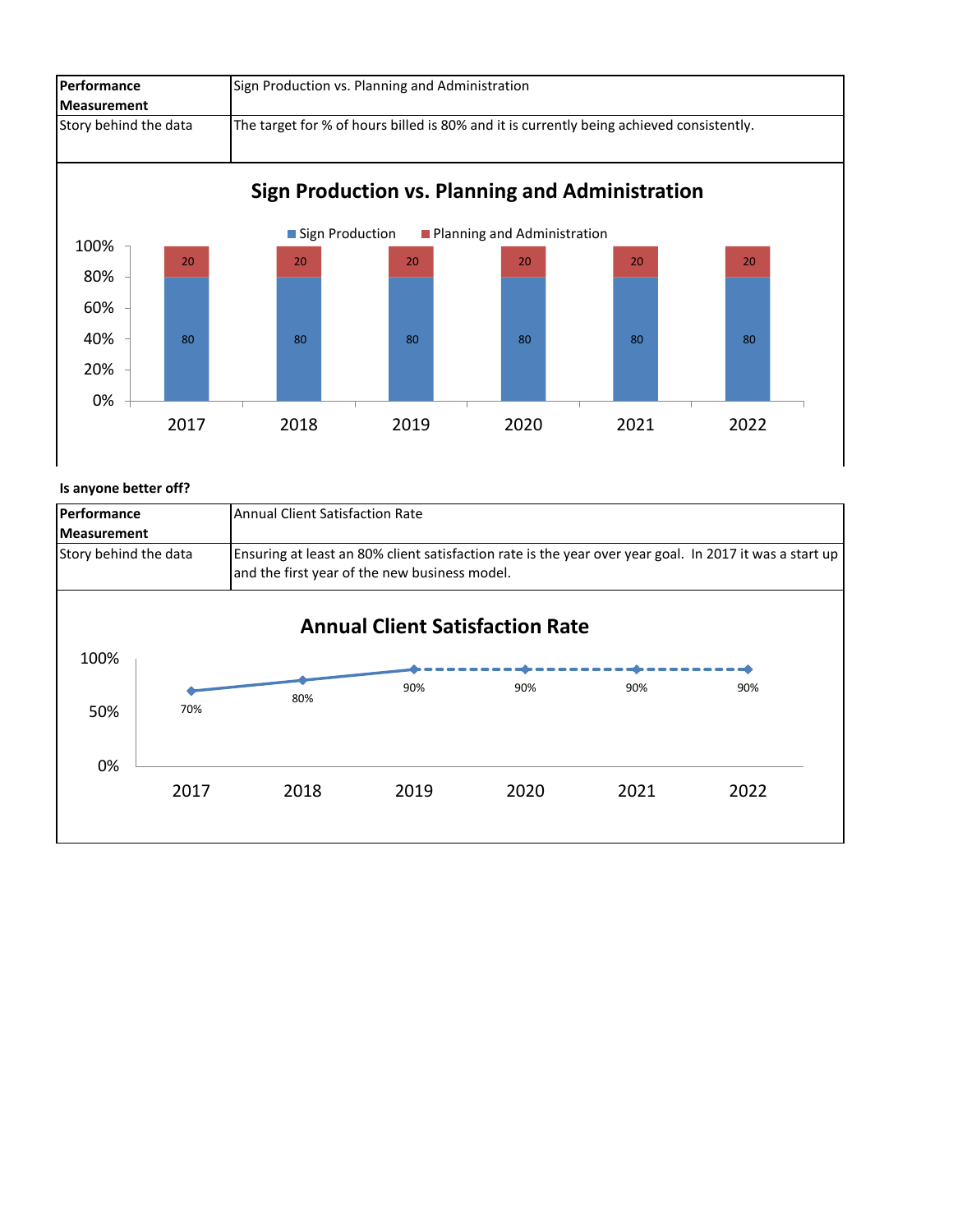| | |
|---|---|
| **Performance Measurement** | Sign Production vs. Planning and Administration |
| Story behind the data | The target for % of hours billed is 80% and it is currently being achieved consistently. |

**Sign Production vs. Planning and Administration**

Sign Production　Planning and Administration

100%
80%
60%
40%
20%
0%

20 20 20 20 20 20
80 80 80 80 80 80

2017 2018 2019 2020 2021 2022

**Is anyone better off?**

| | |
|---|---|
| **Performance Measurement** | Annual Client Satisfaction Rate |
| Story behind the data | Ensuring at least an 80% client satisfaction rate is the year over year goal. In 2017 it was a start up and the first year of the new business model. |

**Annual Client Satisfaction Rate**

100%
50%
0%

70% 80% 90% 90% 90% 90%

2017 2018 2019 2020 2021 2022